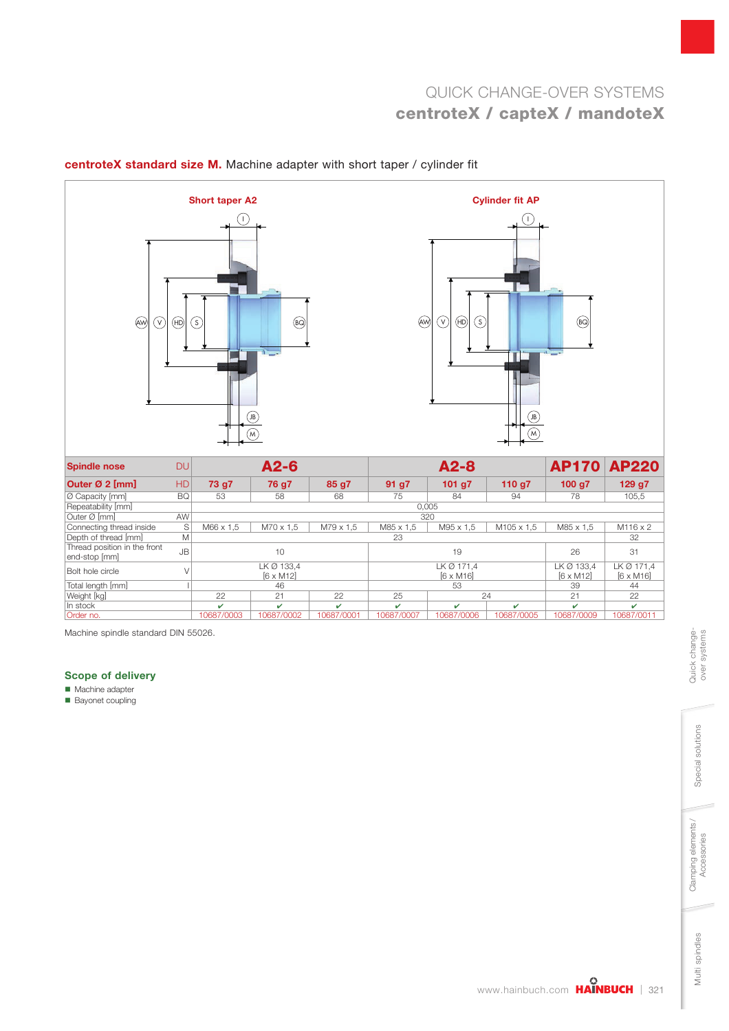# QUICK CHANGE-OVER SYSTEMS
## centroteX / capteX / mandoteX

### **centroteX standard size M.** Machine adapter with short taper / cylinder fit

Short taper A2

Cylinder fit AP

| Spindle nose | DU | A2-6 | | | A2-8 | | | AP170 | AP220 |
|---|---|---|---|---|---|---|---|---|---|
| **Outer Ø 2 [mm]** | HD | **73 g7** | **76 g7** | **85 g7** | **91 g7** | **101 g7** | **110 g7** | **100 g7** | **129 g7** |
| Ø Capacity [mm] | BQ | 53 | 58 | 68 | 75 | 84 | 94 | 78 | 105,5 |
| Repeatability [mm] | | 0,005 | | | | | | | |
| Outer Ø [mm] | AW | 320 | | | | | | | |
| Connecting thread inside | S | M66 x 1,5 | M70 x 1,5 | M79 x 1,5 | M85 x 1,5 | M95 x 1,5 | M105 x 1,5 | M85 x 1,5 | M116 x 2 |
| Depth of thread [mm] | M | 23 | | | | | | 32 | |
| Thread position in the front end-stop [mm] | JB | 10 | | | 19 | | | 26 | 31 |
| Bolt hole circle | V | LK Ø 133,4 [6 x M12] | | | LK Ø 171,4 [6 x M16] | | | LK Ø 133,4 [6 x M12] | LK Ø 171,4 [6 x M16] |
| Total length [mm] | I | 46 | | | 53 | | | 39 | 44 |
| Weight [kg] | | 22 | 21 | 22 | 25 | 24 | | 21 | 22 |
| In stock | | ✔ | ✔ | ✔ | ✔ | ✔ | ✔ | ✔ | ✔ |
| Order no. | | 10687/0003 | 10687/0002 | 10687/0001 | 10687/0007 | 10687/0006 | 10687/0005 | 10687/0009 | 10687/0011 |

Machine spindle standard DIN 55026.

### Scope of delivery

- Machine adapter
- Bayonet coupling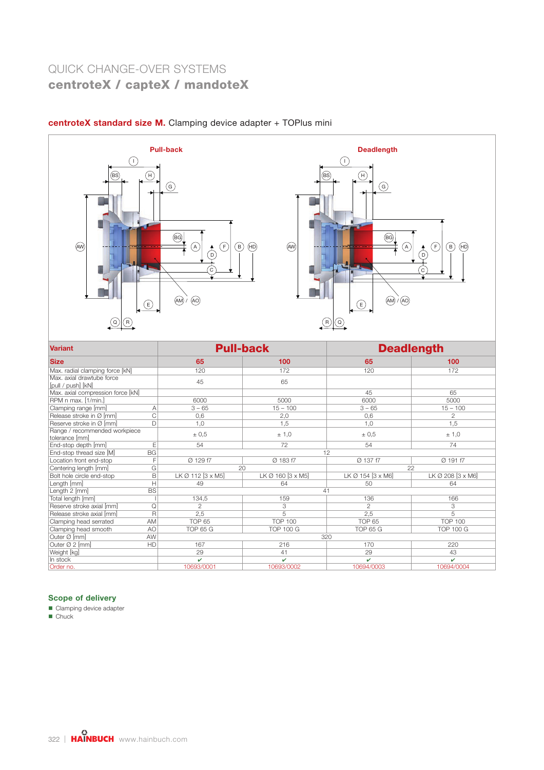# QUICK CHANGE-OVER SYSTEMS

## centroteX / capteX / mandoteX

### centroteX standard size M. Clamping device adapter + TOPlus mini

| Variant | | Pull-back | | Deadlength | |
|---|---|---|---|---|---|
| Size | | 65 | 100 | 65 | 100 |
| Max. radial clamping force [kN] | | 120 | 172 | 120 | 172 |
| Max. axial drawtube force [pull / push] [kN] | | 45 | 65 | | |
| Max. axial compression force [kN] | | | | 45 | 65 |
| RPM n max. [1/min.] | | 6000 | 5000 | 6000 | 5000 |
| Clamping range [mm] | A | 3 – 65 | 15 – 100 | 3 – 65 | 15 – 100 |
| Release stroke in Ø [mm] | C | 0,6 | 2,0 | 0,6 | 2 |
| Reserve stroke in Ø [mm] | D | 1,0 | 1,5 | 1,0 | 1,5 |
| Range / recommended workpiece tolerance [mm] | | ± 0,5 | ± 1,0 | ± 0,5 | ± 1,0 |
| End-stop depth [mm] | E | 54 | 72 | 54 | 74 |
| End-stop thread size [M] | BG | 12 | | | |
| Location front end-stop | F | Ø 129 f7 | Ø 183 f7 | Ø 137 f7 | Ø 191 f7 |
| Centering length [mm] | G | 20 | | 22 | |
| Bolt hole circle end-stop | B | LK Ø 112 [3 x M5] | LK Ø 160 [3 x M5] | LK Ø 154 [3 x M6] | LK Ø 208 [3 x M6] |
| Length [mm] | H | 49 | 64 | 50 | 64 |
| Length 2 [mm] | BS | 41 | | | |
| Total length [mm] | I | 134,5 | 159 | 136 | 166 |
| Reserve stroke axial [mm] | Q | 2 | 3 | 2 | 3 |
| Release stroke axial [mm] | R | 2,5 | 5 | 2,5 | 5 |
| Clamping head serrated | AM | TOP 65 | TOP 100 | TOP 65 | TOP 100 |
| Clamping head smooth | AO | TOP 65 G | TOP 100 G | TOP 65 G | TOP 100 G |
| Outer Ø [mm] | AW | 320 | | | |
| Outer Ø 2 [mm] | HD | 167 | 216 | 170 | 220 |
| Weight [kg] | | 29 | 41 | 29 | 43 |
| In stock | | ✔ | ✔ | ✔ | ✔ |
| Order no. | | 10693/0001 | 10693/0002 | 10694/0003 | 10694/0004 |

#### Scope of delivery

- Clamping device adapter
- Chuck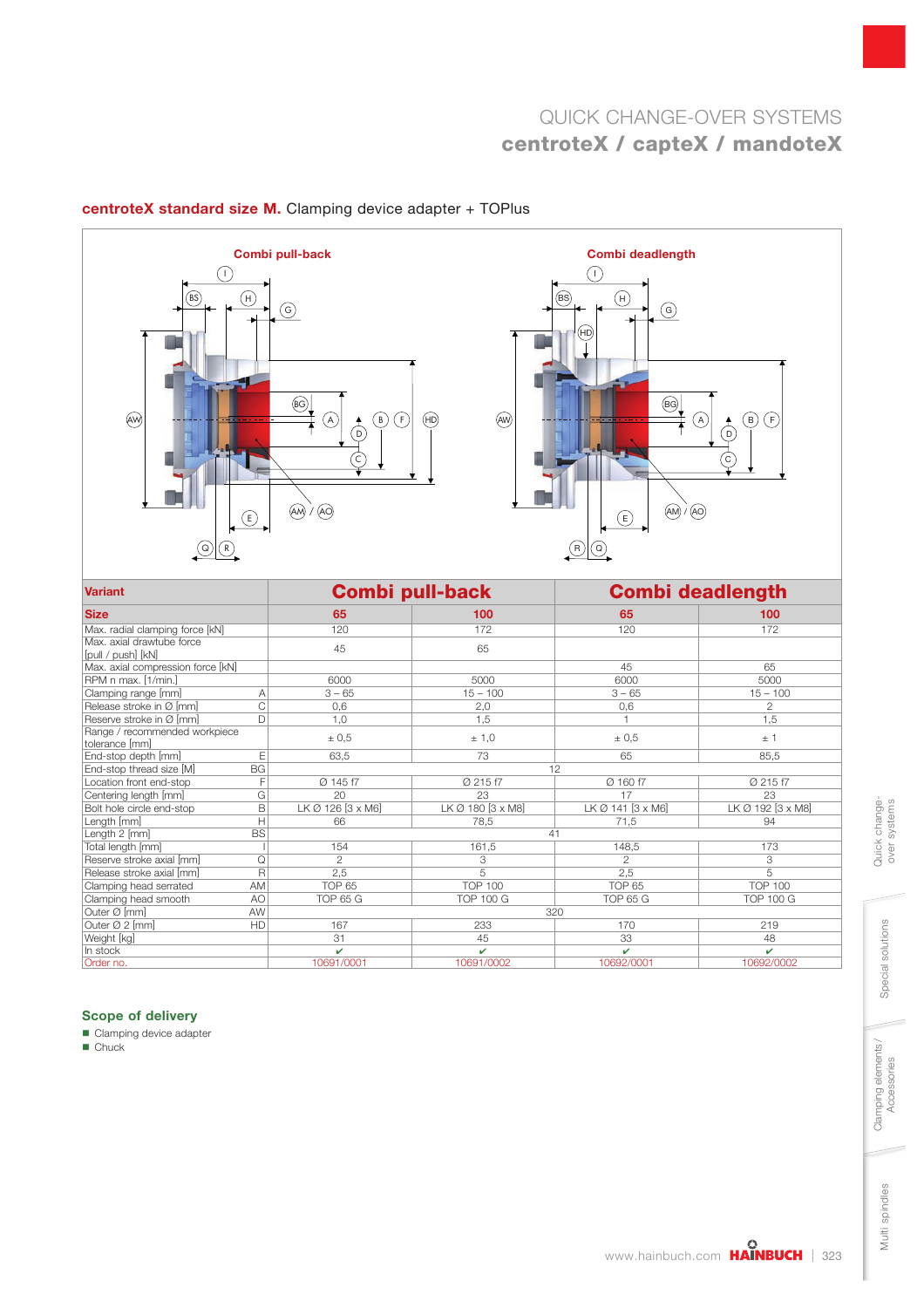# QUICK CHANGE-OVER SYSTEMS
## centroteX / capteX / mandoteX

### centroteX standard size M. Clamping device adapter + TOPlus

Combi pull-back

Combi deadlength

| Variant | | Combi pull-back | | Combi deadlength | |
|---|---|---|---|---|---|
| **Size** | | **65** | **100** | **65** | **100** |
| Max. radial clamping force [kN] | | 120 | 172 | 120 | 172 |
| Max. axial drawtube force [pull / push] [kN] | | 45 | 65 | | |
| Max. axial compression force [kN] | | | | 45 | 65 |
| RPM n max. [1/min.] | | 6000 | 5000 | 6000 | 5000 |
| Clamping range [mm] | A | 3 – 65 | 15 – 100 | 3 – 65 | 15 – 100 |
| Release stroke in Ø [mm] | C | 0,6 | 2,0 | 0,6 | 2 |
| Reserve stroke in Ø [mm] | D | 1,0 | 1,5 | 1 | 1,5 |
| Range / recommended workpiece tolerance [mm] | | ± 0,5 | ± 1,0 | ± 0,5 | ± 1 |
| End-stop depth [mm] | E | 63,5 | 73 | 65 | 85,5 |
| End-stop thread size [M] | BG | 12 | | | |
| Location front end-stop | F | Ø 145 f7 | Ø 215 f7 | Ø 160 f7 | Ø 215 f7 |
| Centering length [mm] | G | 20 | 23 | 17 | 23 |
| Bolt hole circle end-stop | B | LK Ø 126 [3 x M6] | LK Ø 180 [3 x M8] | LK Ø 141 [3 x M6] | LK Ø 192 [3 x M8] |
| Length [mm] | H | 66 | 78,5 | 71,5 | 94 |
| Length 2 [mm] | BS | 41 | | | |
| Total length [mm] | I | 154 | 161,5 | 148,5 | 173 |
| Reserve stroke axial [mm] | Q | 2 | 3 | 2 | 3 |
| Release stroke axial [mm] | R | 2,5 | 5 | 2,5 | 5 |
| Clamping head serrated | AM | TOP 65 | TOP 100 | TOP 65 | TOP 100 |
| Clamping head smooth | AO | TOP 65 G | TOP 100 G | TOP 65 G | TOP 100 G |
| Outer Ø [mm] | AW | 320 | | | |
| Outer Ø 2 [mm] | HD | 167 | 233 | 170 | 219 |
| Weight [kg] | | 31 | 45 | 33 | 48 |
| In stock | | ✔ | ✔ | ✔ | ✔ |
| Order no. | | 10691/0001 | 10691/0002 | 10692/0001 | 10692/0002 |

### Scope of delivery

- Clamping device adapter
- Chuck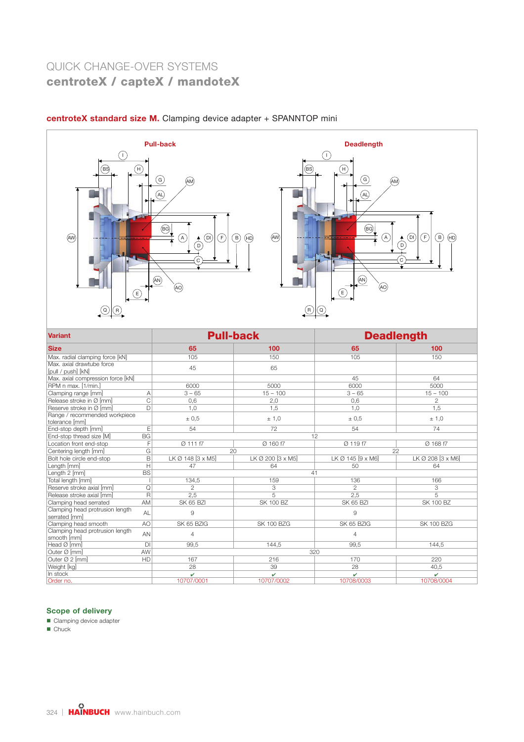# QUICK CHANGE-OVER SYSTEMS
## centroteX / capteX / mandoteX

### centroteX standard size M. Clamping device adapter + SPANNTOP mini

Pull-back | Deadlength

| Variant | | Pull-back | | Deadlength | |
|---|---|---|---|---|---|
| **Size** | | **65** | **100** | **65** | **100** |
| Max. radial clamping force [kN] | | 105 | 150 | 105 | 150 |
| Max. axial drawtube force [pull / push] [kN] | | 45 | 65 | | |
| Max. axial compression force [kN] | | | | 45 | 64 |
| RPM n max. [1/min.] | | 6000 | 5000 | 6000 | 5000 |
| Clamping range [mm] | A | 3 – 65 | 15 – 100 | 3 – 65 | 15 – 100 |
| Release stroke in Ø [mm] | C | 0,6 | 2,0 | 0,6 | 2 |
| Reserve stroke in Ø [mm] | D | 1,0 | 1,5 | 1,0 | 1,5 |
| Range / recommended workpiece tolerance [mm] | | ± 0,5 | ± 1,0 | ± 0,5 | ± 1,0 |
| End-stop depth [mm] | E | 54 | 72 | 54 | 74 |
| End-stop thread size [M] | BG | 12 | | | |
| Location front end-stop | F | Ø 111 f7 | Ø 160 f7 | Ø 119 f7 | Ø 168 f7 |
| Centering length [mm] | G | 20 | | 22 | |
| Bolt hole circle end-stop | B | LK Ø 148 [3 x M5] | LK Ø 200 [3 x M5] | LK Ø 145 [9 x M6] | LK Ø 208 [3 x M6] |
| Length [mm] | H | 47 | 64 | 50 | 64 |
| Length 2 [mm] | BS | 41 | | | |
| Total length [mm] | I | 134,5 | 159 | 136 | 166 |
| Reserve stroke axial [mm] | Q | 2 | 3 | 2 | 3 |
| Release stroke axial [mm] | R | 2,5 | 5 | 2,5 | 5 |
| Clamping head serrated | AM | SK 65 BZI | SK 100 BZ | SK 65 BZI | SK 100 BZ |
| Clamping head protrusion length serrated [mm] | AL | 9 | | 9 | |
| Clamping head smooth | AO | SK 65 BZIG | SK 100 BZG | SK 65 BZIG | SK 100 BZG |
| Clamping head protrusion length smooth [mm] | AN | 4 | | 4 | |
| Head Ø [mm] | DI | 99,5 | 144,5 | 99,5 | 144,5 |
| Outer Ø [mm] | AW | 320 | | | |
| Outer Ø 2 [mm] | HD | 167 | 216 | 170 | 220 |
| Weight [kg] | | 28 | 39 | 28 | 40,5 |
| In stock | | ✔ | ✔ | ✔ | ✔ |
| Order no. | | 10707/0001 | 10707/0002 | 10708/0003 | 10708/0004 |

### Scope of delivery

- Clamping device adapter
- Chuck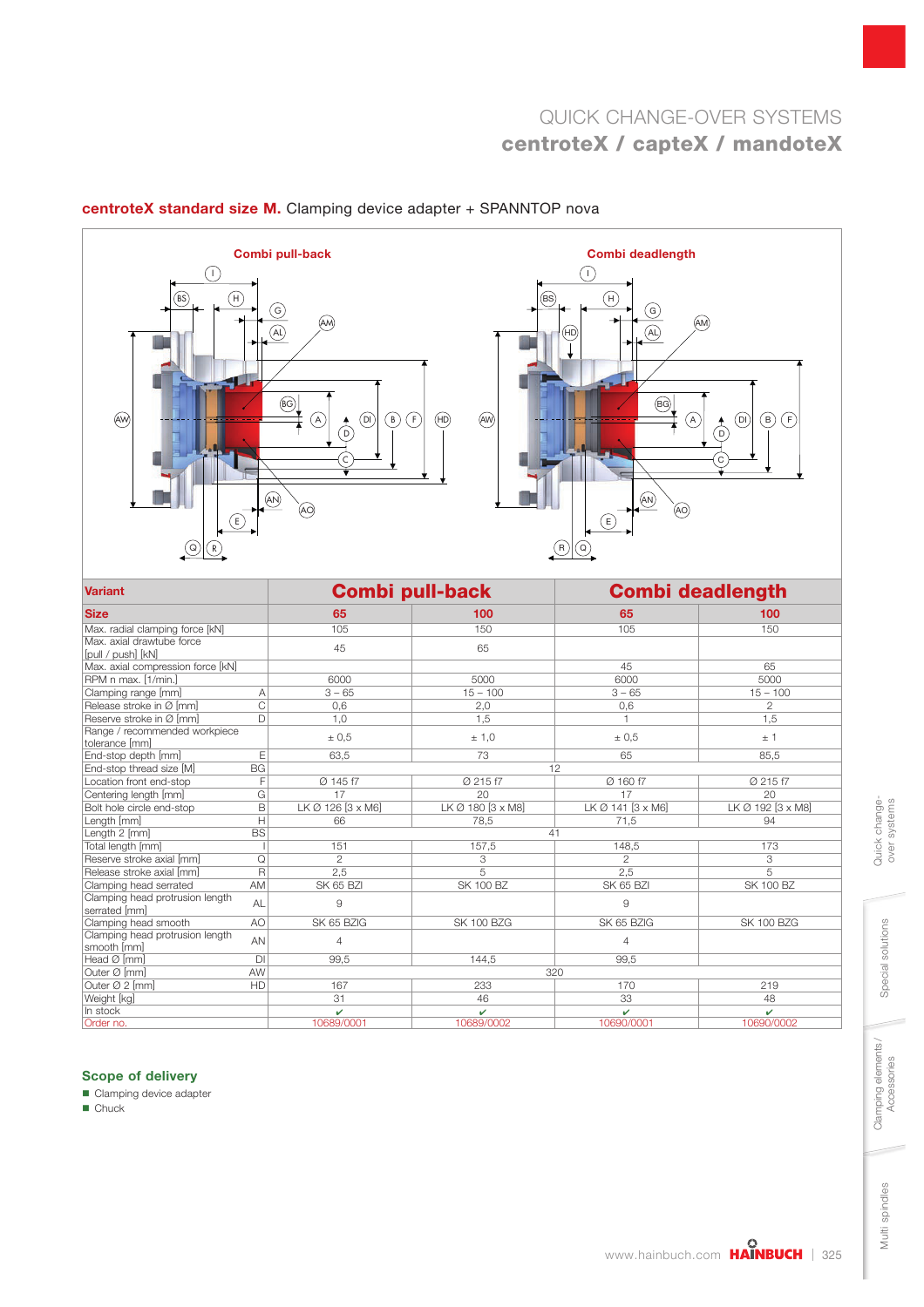## centroteX standard size M. Clamping device adapter + SPANNTOP nova

| Variant | | Combi pull-back | | Combi deadlength | |
|---|---|---|---|---|---|
| **Size** | | **65** | **100** | **65** | **100** |
| Max. radial clamping force [kN] | | 105 | 150 | 105 | 150 |
| Max. axial drawtube force [pull / push] [kN] | | 45 | 65 | | |
| Max. axial compression force [kN] | | | | 45 | 65 |
| RPM n max. [1/min.] | | 6000 | 5000 | 6000 | 5000 |
| Clamping range [mm] | A | 3 – 65 | 15 – 100 | 3 – 65 | 15 – 100 |
| Release stroke in Ø [mm] | C | 0,6 | 2,0 | 0,6 | 2 |
| Reserve stroke in Ø [mm] | D | 1,0 | 1,5 | 1 | 1,5 |
| Range / recommended workpiece tolerance [mm] | | ± 0,5 | ± 1,0 | ± 0,5 | ± 1 |
| End-stop depth [mm] | E | 63,5 | 73 | 65 | 85,5 |
| End-stop thread size [M] | BG | 12 | | | |
| Location front end-stop | F | Ø 145 f7 | Ø 215 f7 | Ø 160 f7 | Ø 215 f7 |
| Centering length [mm] | G | 17 | 20 | 17 | 20 |
| Bolt hole circle end-stop | B | LK Ø 126 [3 x M6] | LK Ø 180 [3 x M8] | LK Ø 141 [3 x M6] | LK Ø 192 [3 x M8] |
| Length [mm] | H | 66 | 78,5 | 71,5 | 94 |
| Length 2 [mm] | BS | 41 | | | |
| Total length [mm] | I | 151 | 157,5 | 148,5 | 173 |
| Reserve stroke axial [mm] | Q | 2 | 3 | 2 | 3 |
| Release stroke axial [mm] | R | 2,5 | 5 | 2,5 | 5 |
| Clamping head serrated | AM | SK 65 BZI | SK 100 BZ | SK 65 BZI | SK 100 BZ |
| Clamping head protrusion length serrated [mm] | AL | 9 | | 9 | |
| Clamping head smooth | AO | SK 65 BZIG | SK 100 BZG | SK 65 BZIG | SK 100 BZG |
| Clamping head protrusion length smooth [mm] | AN | 4 | | 4 | |
| Head Ø [mm] | DI | 99,5 | 144,5 | 99,5 | |
| Outer Ø [mm] | AW | 320 | | | |
| Outer Ø 2 [mm] | HD | 167 | 233 | 170 | 219 |
| Weight [kg] | | 31 | 46 | 33 | 48 |
| In stock | | ✔ | ✔ | ✔ | ✔ |
| Order no. | | 10689/0001 | 10689/0002 | 10690/0001 | 10690/0002 |

### Scope of delivery

- Clamping device adapter
- Chuck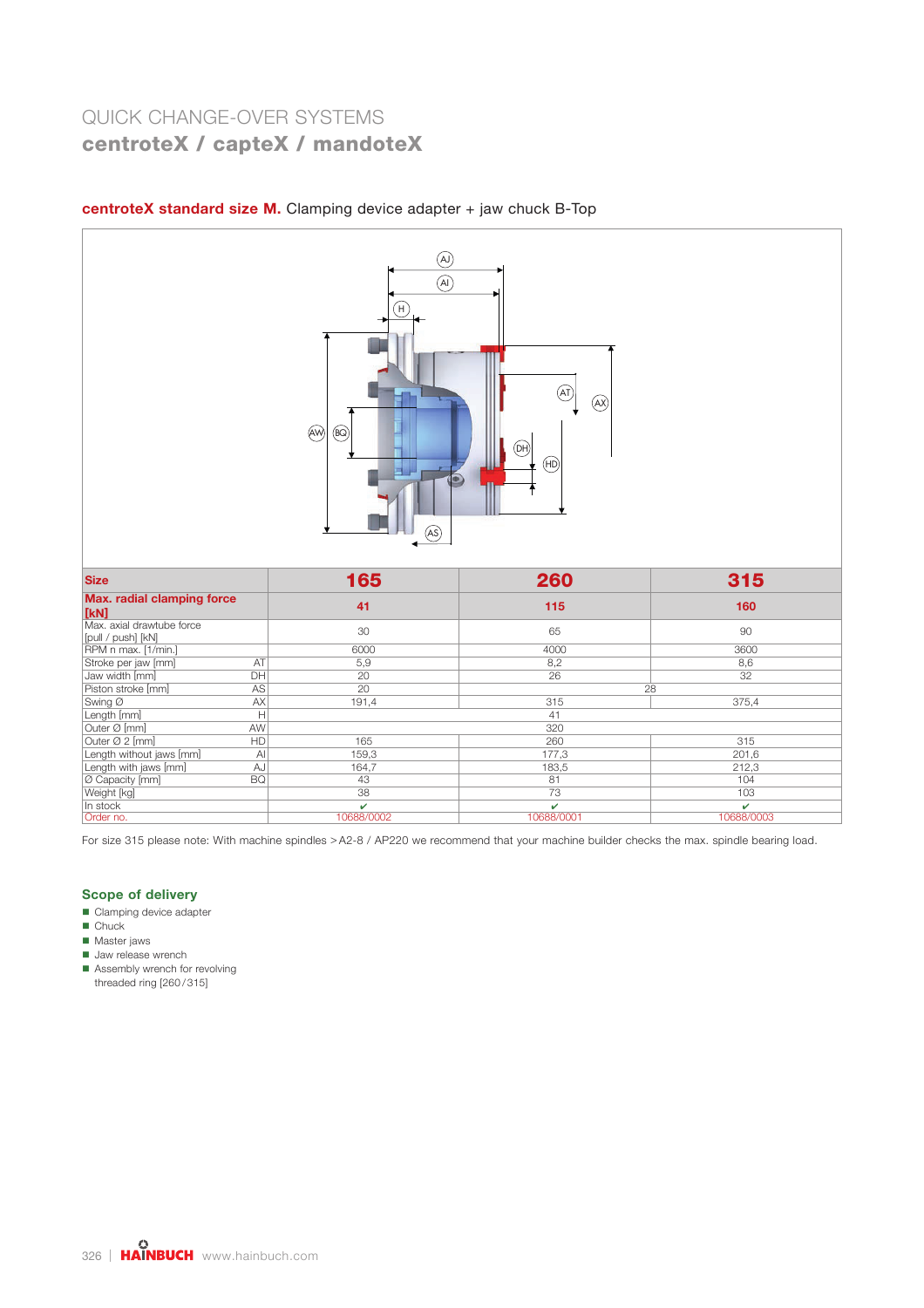# QUICK CHANGE-OVER SYSTEMS
## centroteX / capteX / mandoteX

**centroteX standard size M.** Clamping device adapter + jaw chuck B-Top

| Size | | 165 | 260 | 315 |
|---|---|---|---|---|
| **Max. radial clamping force [kN]** | | **41** | **115** | **160** |
| Max. axial drawtube force [pull / push] [kN] | | 30 | 65 | 90 |
| RPM n max. [1/min.] | | 6000 | 4000 | 3600 |
| Stroke per jaw [mm] | AT | 5,9 | 8,2 | 8,6 |
| Jaw width [mm] | DH | 20 | 26 | 32 |
| Piston stroke [mm] | AS | 20 | 28 | 28 |
| Swing Ø | AX | 191,4 | 315 | 375,4 |
| Length [mm] | H | 41 | 41 | 41 |
| Outer Ø [mm] | AW | 320 | 320 | 320 |
| Outer Ø 2 [mm] | HD | 165 | 260 | 315 |
| Length without jaws [mm] | AI | 159,3 | 177,3 | 201,6 |
| Length with jaws [mm] | AJ | 164,7 | 183,5 | 212,3 |
| Ø Capacity [mm] | BQ | 43 | 81 | 104 |
| Weight [kg] | | 38 | 73 | 103 |
| In stock | | ✔ | ✔ | ✔ |
| Order no. | | 10688/0002 | 10688/0001 | 10688/0003 |

For size 315 please note: With machine spindles > A2-8 / AP220 we recommend that your machine builder checks the max. spindle bearing load.

### Scope of delivery

- Clamping device adapter
- Chuck
- Master jaws
- Jaw release wrench
- Assembly wrench for revolving threaded ring [260 / 315]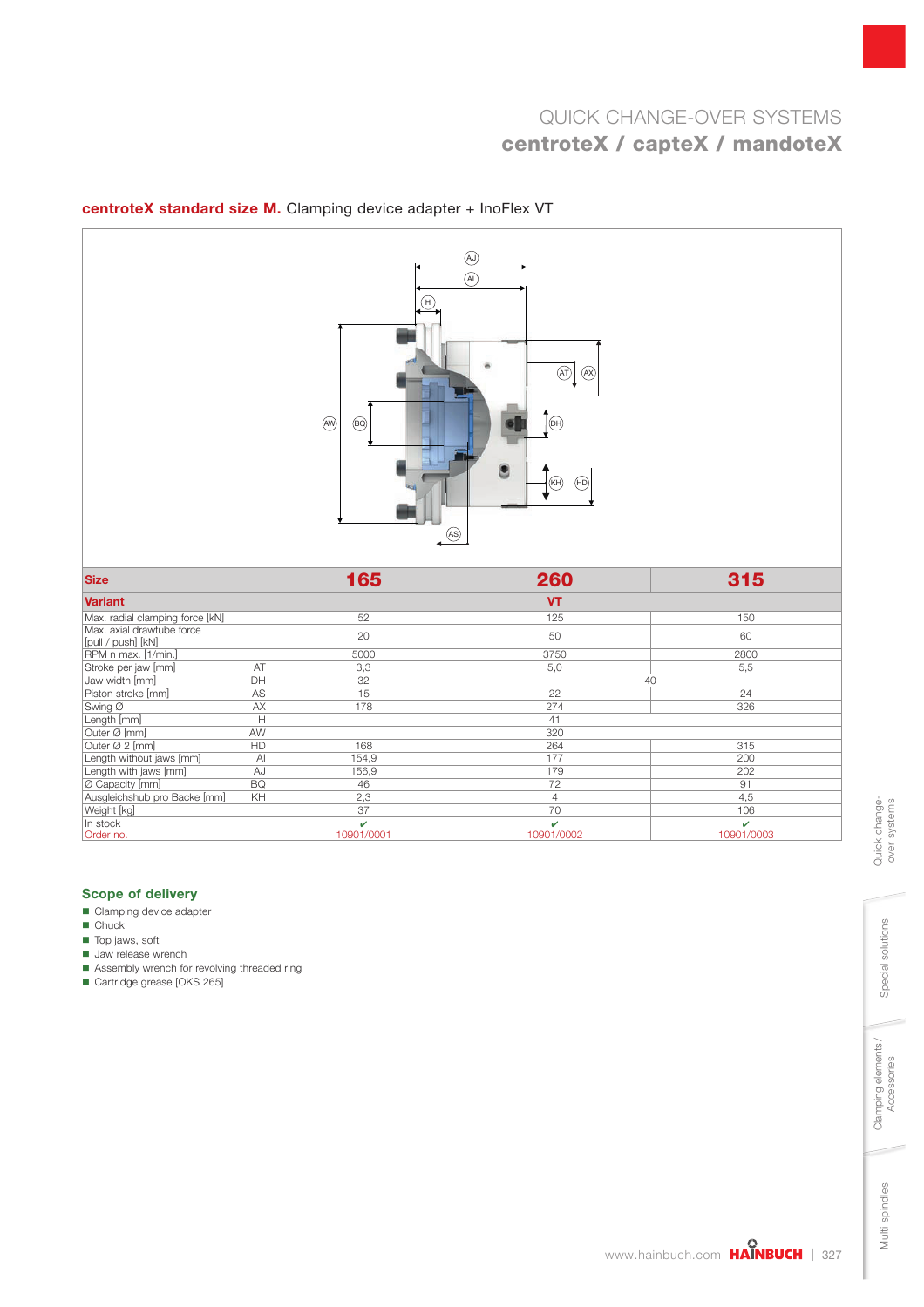# QUICK CHANGE-OVER SYSTEMS
## centroteX / capteX / mandoteX

### **centroteX standard size M.** Clamping device adapter + InoFlex VT

| Size | | 165 | 260 | 315 |
|---|---|---|---|---|
| **Variant** | | | VT | |
| Max. radial clamping force [kN] | | 52 | 125 | 150 |
| Max. axial drawtube force [pull / push] [kN] | | 20 | 50 | 60 |
| RPM n max. [1/min.] | | 5000 | 3750 | 2800 |
| Stroke per jaw [mm] | AT | 3,3 | 5,0 | 5,5 |
| Jaw width [mm] | DH | 32 | 40 | 40 |
| Piston stroke [mm] | AS | 15 | 22 | 24 |
| Swing Ø | AX | 178 | 274 | 326 |
| Length [mm] | H | | 41 | |
| Outer Ø [mm] | AW | | 320 | |
| Outer Ø 2 [mm] | HD | 168 | 264 | 315 |
| Length without jaws [mm] | AI | 154,9 | 177 | 200 |
| Length with jaws [mm] | AJ | 156,9 | 179 | 202 |
| Ø Capacity [mm] | BQ | 46 | 72 | 91 |
| Ausgleichshub pro Backe [mm] | KH | 2,3 | 4 | 4,5 |
| Weight [kg] | | 37 | 70 | 106 |
| In stock | | ✔ | ✔ | ✔ |
| Order no. | | 10901/0001 | 10901/0002 | 10901/0003 |

### Scope of delivery

- Clamping device adapter
- Chuck
- Top jaws, soft
- Jaw release wrench
- Assembly wrench for revolving threaded ring
- Cartridge grease [OKS 265]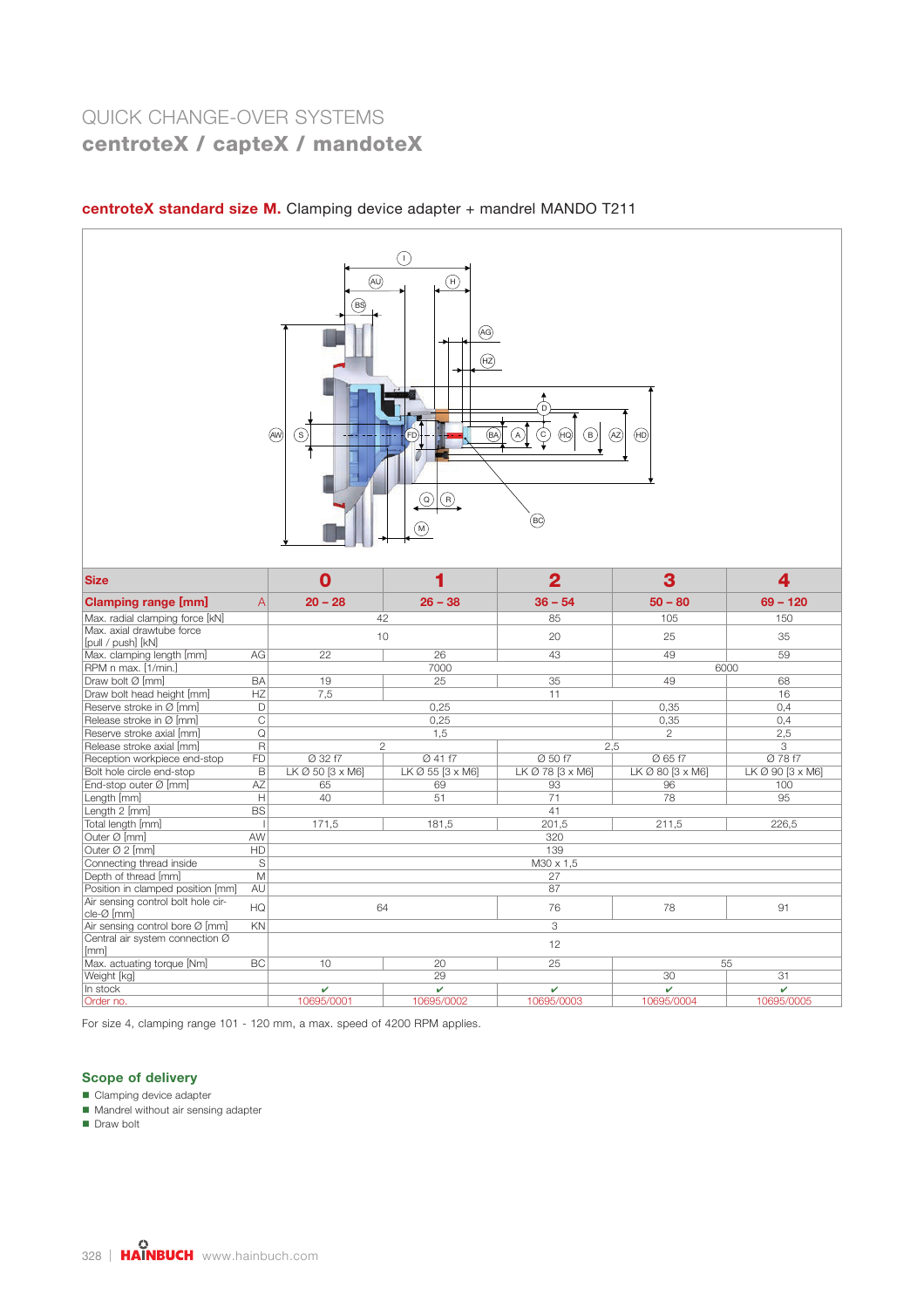# QUICK CHANGE-OVER SYSTEMS
## centroteX / capteX / mandoteX

### centroteX standard size M. Clamping device adapter + mandrel MANDO T211

| Size | | 0 | 1 | 2 | 3 | 4 |
|---|---|---|---|---|---|---|
| **Clamping range [mm]** | A | **20 – 28** | **26 – 38** | **36 – 54** | **50 – 80** | **69 – 120** |
| Max. radial clamping force [kN] | | 42 | 42 | 85 | 105 | 150 |
| Max. axial drawtube force [pull / push] [kN] | | 10 | 10 | 20 | 25 | 35 |
| Max. clamping length [mm] | AG | 22 | 26 | 43 | 49 | 59 |
| RPM n max. [1/min.] | | 7000 | 7000 | 7000 | 6000 | 6000 |
| Draw bolt Ø [mm] | BA | 19 | 25 | 35 | 49 | 68 |
| Draw bolt head height [mm] | HZ | 7,5 | 11 | 11 | 11 | 16 |
| Reserve stroke in Ø [mm] | D | 0,25 | 0,25 | 0,25 | 0,35 | 0,4 |
| Release stroke in Ø [mm] | C | 0,25 | 0,25 | 0,25 | 0,35 | 0,4 |
| Reserve stroke axial [mm] | Q | 1,5 | 1,5 | 1,5 | 2 | 2,5 |
| Release stroke axial [mm] | R | 2 | 2 | 2,5 | 2,5 | 3 |
| Reception workpiece end-stop | FD | Ø 32 f7 | Ø 41 f7 | Ø 50 f7 | Ø 65 f7 | Ø 78 f7 |
| Bolt hole circle end-stop | B | LK Ø 50 [3 x M6] | LK Ø 55 [3 x M6] | LK Ø 78 [3 x M6] | LK Ø 80 [3 x M6] | LK Ø 90 [3 x M6] |
| End-stop outer Ø [mm] | AZ | 65 | 69 | 93 | 96 | 100 |
| Length [mm] | H | 40 | 51 | 71 | 78 | 95 |
| Length 2 [mm] | BS | 41 | 41 | 41 | 41 | 41 |
| Total length [mm] | I | 171,5 | 181,5 | 201,5 | 211,5 | 226,5 |
| Outer Ø [mm] | AW | 320 | 320 | 320 | 320 | 320 |
| Outer Ø 2 [mm] | HD | 139 | 139 | 139 | 139 | 139 |
| Connecting thread inside | S | M30 x 1,5 | M30 x 1,5 | M30 x 1,5 | M30 x 1,5 | M30 x 1,5 |
| Depth of thread [mm] | M | 27 | 27 | 27 | 27 | 27 |
| Position in clamped position [mm] | AU | 87 | 87 | 87 | 87 | 87 |
| Air sensing control bolt hole circle-Ø [mm] | HQ | 64 | 64 | 76 | 78 | 91 |
| Air sensing control bore Ø [mm] | KN | 3 | 3 | 3 | 3 | 3 |
| Central air system connection Ø [mm] | | 12 | 12 | 12 | 12 | 12 |
| Max. actuating torque [Nm] | BC | 10 | 20 | 25 | 55 | 55 |
| Weight [kg] | | 29 | 29 | 29 | 30 | 31 |
| In stock | | ✔ | ✔ | ✔ | ✔ | ✔ |
| Order no. | | 10695/0001 | 10695/0002 | 10695/0003 | 10695/0004 | 10695/0005 |

For size 4, clamping range 101 - 120 mm, a max. speed of 4200 RPM applies.

### Scope of delivery

- Clamping device adapter
- Mandrel without air sensing adapter
- Draw bolt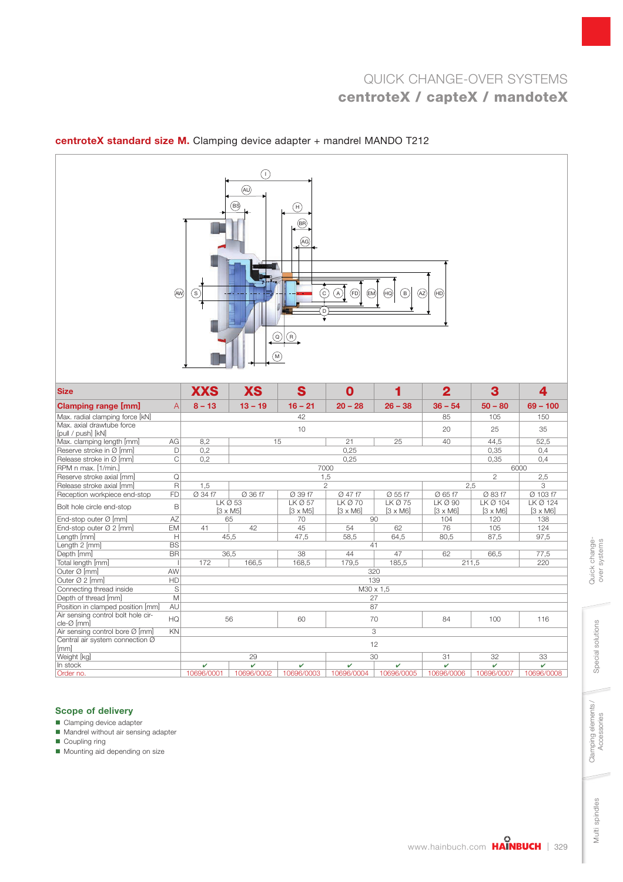# QUICK CHANGE-OVER SYSTEMS
## centroteX / capteX / mandoteX

### centroteX standard size M. Clamping device adapter + mandrel MANDO T212

| Size | | XXS | XS | S | 0 | 1 | 2 | 3 | 4 |
|---|---|---|---|---|---|---|---|---|---|
| **Clamping range [mm]** | A | 8 – 13 | 13 – 19 | 16 – 21 | 20 – 28 | 26 – 38 | 36 – 54 | 50 – 80 | 69 – 100 |
| Max. radial clamping force [kN] | | 42 | | | | | 85 | 105 | 150 |
| Max. axial drawtube force [pull / push] [kN] | | 10 | | | | | 20 | 25 | 35 |
| Max. clamping length [mm] | AG | 8,2 | 15 | | 21 | 25 | 40 | 44,5 | 52,5 |
| Reserve stroke in Ø [mm] | D | 0,2 | 0,25 | | | | | 0,35 | 0,4 |
| Release stroke in Ø [mm] | C | 0,2 | 0,25 | | | | | 0,35 | 0,4 |
| RPM n max. [1/min.] | | 7000 | | | | | | 6000 | |
| Reserve stroke axial [mm] | Q | 1,5 | | | | | | 2 | 2,5 |
| Release stroke axial [mm] | R | 1,5 | 2 | | | 2,5 | | | 3 |
| Reception workpiece end-stop | FD | Ø 34 f7 | Ø 36 f7 | Ø 39 f7 | Ø 47 f7 | Ø 55 f7 | Ø 65 f7 | Ø 83 f7 | Ø 103 f7 |
| Bolt hole circle end-stop | B | LK Ø 53 [3 x M5] | | LK Ø 57 [3 x M5] | LK Ø 70 [3 x M6] | LK Ø 75 [3 x M6] | LK Ø 90 [3 x M6] | LK Ø 104 [3 x M6] | LK Ø 124 [3 x M6] |
| End-stop outer Ø [mm] | AZ | 65 | | 70 | 90 | | 104 | 120 | 138 |
| End-stop outer Ø 2 [mm] | EM | 41 | 42 | 45 | 54 | 62 | 76 | 105 | 124 |
| Length [mm] | H | 45,5 | | 47,5 | 58,5 | 64,5 | 80,5 | 87,5 | 97,5 |
| Length 2 [mm] | BS | 41 | | | | | | | |
| Depth [mm] | BR | 36,5 | | 38 | 44 | 47 | 62 | 66,5 | 77,5 |
| Total length [mm] | I | 172 | 166,5 | 168,5 | 179,5 | 185,5 | 211,5 | | 220 |
| Outer Ø [mm] | AW | 320 | | | | | | | |
| Outer Ø 2 [mm] | HD | 139 | | | | | | | |
| Connecting thread inside | S | M30 x 1,5 | | | | | | | |
| Depth of thread [mm] | M | 27 | | | | | | | |
| Position in clamped position [mm] | AU | 87 | | | | | | | |
| Air sensing control bolt hole circle-Ø [mm] | HQ | 56 | | 60 | 70 | | 84 | 100 | 116 |
| Air sensing control bore Ø [mm] | KN | 3 | | | | | | | |
| Central air system connection Ø [mm] | | 12 | | | | | | | |
| Weight [kg] | | 29 | | | 30 | | 31 | 32 | 33 |
| In stock | | ✔ | ✔ | ✔ | ✔ | ✔ | ✔ | ✔ | ✔ |
| Order no. | | 10696/0001 | 10696/0002 | 10696/0003 | 10696/0004 | 10696/0005 | 10696/0006 | 10696/0007 | 10696/0008 |

### Scope of delivery

- Clamping device adapter
- Mandrel without air sensing adapter
- Coupling ring
- Mounting aid depending on size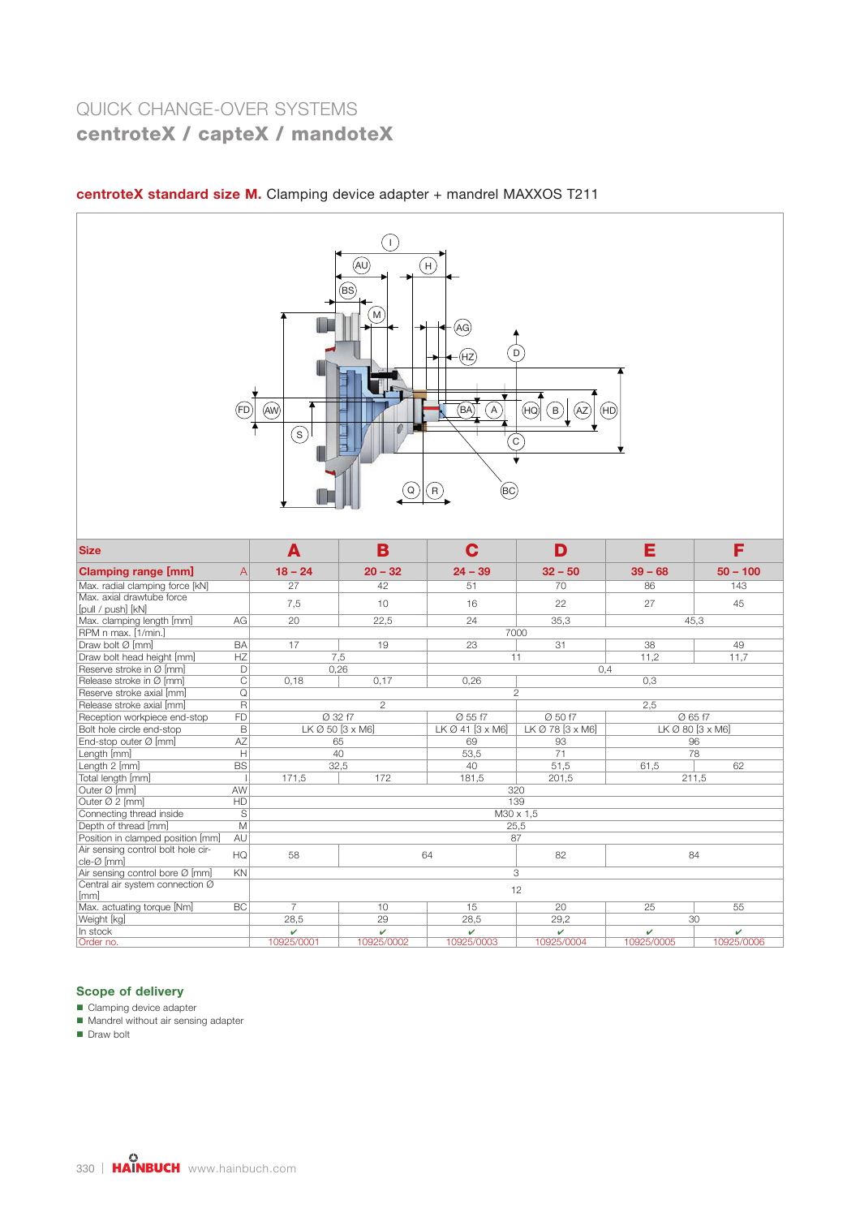QUICK CHANGE-OVER SYSTEMS

**centroteX / capteX / mandoteX**

**centroteX standard size M.** Clamping device adapter + mandrel MAXXOS T211

I
AU
H
BS
M
AG
HZ
D
FD
AW
BA
A
HQ
B
AZ
HD
S
C
Q
R
BC

| Size | | A | B | C | D | E | F |
|---|---|---|---|---|---|---|---|
| **Clamping range [mm]** | A | **18 – 24** | **20 – 32** | **24 – 39** | **32 – 50** | **39 – 68** | **50 – 100** |
| Max. radial clamping force [kN] | | 27 | 42 | 51 | 70 | 86 | 143 |
| Max. axial drawtube force [pull / push] [kN] | | 7,5 | 10 | 16 | 22 | 27 | 45 |
| Max. clamping length [mm] | AG | 20 | 22,5 | 24 | 35,3 | 45,3 | |
| RPM n max. [1/min.] | | 7000 | | | | | |
| Draw bolt Ø [mm] | BA | 17 | 19 | 23 | 31 | 38 | 49 |
| Draw bolt head height [mm] | HZ | 7,5 | | 11 | | 11,2 | 11,7 |
| Reserve stroke in Ø [mm] | D | 0,26 | | 0,4 | | | |
| Release stroke in Ø [mm] | C | 0,18 | 0,17 | 0,26 | 0,3 | | |
| Reserve stroke axial [mm] | Q | 2 | | | | | |
| Release stroke axial [mm] | R | 2 | | | 2,5 | | |
| Reception workpiece end-stop | FD | Ø 32 f7 | | Ø 55 f7 | Ø 50 f7 | Ø 65 f7 | |
| Bolt hole circle end-stop | B | LK Ø 50 [3 x M6] | | LK Ø 41 [3 x M6] | LK Ø 78 [3 x M6] | LK Ø 80 [3 x M6] | |
| End-stop outer Ø [mm] | AZ | 65 | | 69 | 93 | 96 | |
| Length [mm] | H | 40 | | 53,5 | 71 | 78 | |
| Length 2 [mm] | BS | 32,5 | | 40 | 51,5 | 61,5 | 62 |
| Total length [mm] | I | 171,5 | 172 | 181,5 | 201,5 | 211,5 | |
| Outer Ø [mm] | AW | 320 | | | | | |
| Outer Ø 2 [mm] | HD | 139 | | | | | |
| Connecting thread inside | S | M30 x 1,5 | | | | | |
| Depth of thread [mm] | M | 25,5 | | | | | |
| Position in clamped position [mm] | AU | 87 | | | | | |
| Air sensing control bolt hole circle-Ø [mm] | HQ | 58 | 64 | | 82 | 84 | |
| Air sensing control bore Ø [mm] | KN | 3 | | | | | |
| Central air system connection Ø [mm] | | 12 | | | | | |
| Max. actuating torque [Nm] | BC | 7 | 10 | 15 | 20 | 25 | 55 |
| Weight [kg] | | 28,5 | 29 | 28,5 | 29,2 | 30 | |
| In stock | | ✔ | ✔ | ✔ | ✔ | ✔ | ✔ |
| Order no. | | 10925/0001 | 10925/0002 | 10925/0003 | 10925/0004 | 10925/0005 | 10925/0006 |

### Scope of delivery

- Clamping device adapter
- Mandrel without air sensing adapter
- Draw bolt